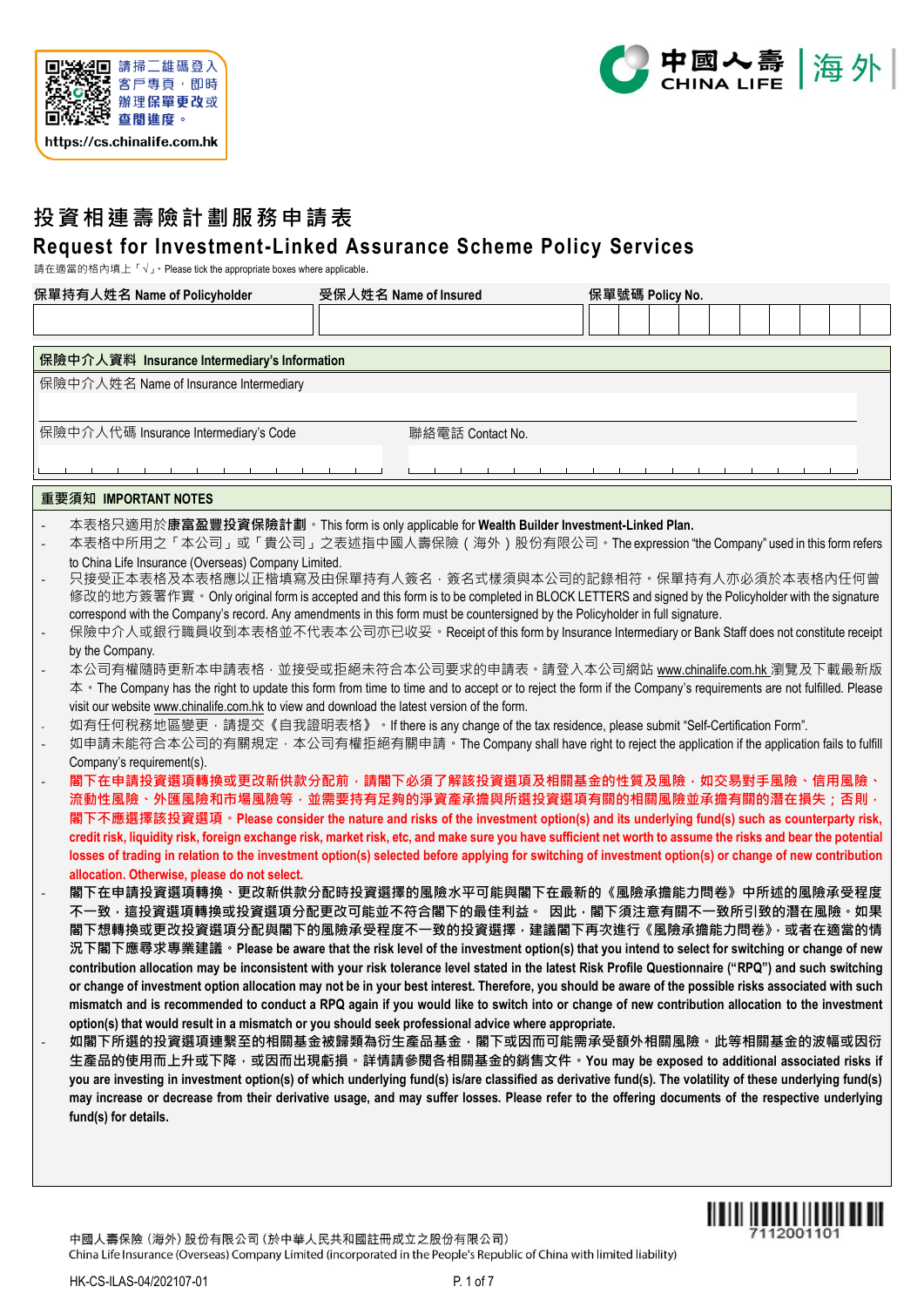請掃二維碼登入客戶專頁，即時辦理保單更改或查閱進度。
https://cs.chinalife.com.hk

中國人壽 CHINA LIFE | 海外

# 投資相連壽險計劃服務申請表

# Request for Investment-Linked Assurance Scheme Policy Services

請在適當的格內填上「√」。Please tick the appropriate boxes where applicable.

| 保單持有人姓名 Name of Policyholder | 受保人姓名 Name of Insured | 保單號碼 Policy No. |
|---|---|---|
| | | |

## 保險中介人資料 Insurance Intermediary's Information

保險中介人姓名 Name of Insurance Intermediary

保險中介人代碼 Insurance Intermediary's Code

聯絡電話 Contact No.

## 重要須知 IMPORTANT NOTES

- 本表格只適用於**康富盈豐投資保險計劃**。This form is only applicable for **Wealth Builder Investment-Linked Plan.**
- 本表格中所用之「本公司」或「貴公司」之表述指中國人壽保險（海外）股份有限公司。The expression "the Company" used in this form refers to China Life Insurance (Overseas) Company Limited.
- 只接受正本表格及本表格應以正楷填寫及由保單持有人簽名，簽名式樣須與本公司的記錄相符。保單持有人亦必須於本表格內任何曾修改的地方簽署作實。Only original form is accepted and this form is to be completed in BLOCK LETTERS and signed by the Policyholder with the signature correspond with the Company's record. Any amendments in this form must be countersigned by the Policyholder in full signature.
- 保險中介人或銀行職員收到本表格並不代表本公司亦已收妥。Receipt of this form by Insurance Intermediary or Bank Staff does not constitute receipt by the Company.
- 本公司有權隨時更新本申請表格，並接受或拒絕未符合本公司要求的申請表。請登入本公司網站 www.chinalife.com.hk 瀏覽及下載最新版本。The Company has the right to update this form from time to time and to accept or to reject the form if the Company's requirements are not fulfilled. Please visit our website www.chinalife.com.hk to view and download the latest version of the form.
- 如有任何稅務地區變更，請提交《自我證明表格》。If there is any change of the tax residence, please submit "Self-Certification Form".
- 如申請未能符合本公司的有關規定，本公司有權拒絕有關申請。The Company shall have right to reject the application if the application fails to fulfill Company's requirement(s).
- **閣下在申請投資選項轉換或更改新供款分配前，請閣下必須了解該投資選項及相關基金的性質及風險，如交易對手風險、信用風險、流動性風險、外匯風險和市場風險等，並需要持有足夠的淨資產承擔與所選投資選項有關的相關風險並承擔有關的潛在損失；否則，閣下不應選擇該投資選項。Please consider the nature and risks of the investment option(s) and its underlying fund(s) such as counterparty risk, credit risk, liquidity risk, foreign exchange risk, market risk, etc, and make sure you have sufficient net worth to assume the risks and bear the potential losses of trading in relation to the investment option(s) selected before applying for switching of investment option(s) or change of new contribution allocation. Otherwise, please do not select.**
- **閣下在申請投資選項轉換、更改新供款分配時投資選擇的風險水平可能與閣下在最新的《風險承擔能力問卷》中所述的風險承受程度不一致，這投資選項轉換或投資選項分配更改可能並不符合閣下的最佳利益。因此，閣下須注意有關不一致所引致的潛在風險。如果閣下想轉換或更改投資選項分配與閣下的風險承受程度不一致的投資選擇，建議閣下再次進行《風險承擔能力問卷》，或者在適當的情況下閣下應尋求專業建議。Please be aware that the risk level of the investment option(s) that you intend to select for switching or change of new contribution allocation may be inconsistent with your risk tolerance level stated in the latest Risk Profile Questionnaire ("RPQ") and such switching or change of investment option allocation may not be in your best interest. Therefore, you should be aware of the possible risks associated with such mismatch and is recommended to conduct a RPQ again if you would like to switch into or change of new contribution allocation to the investment option(s) that would result in a mismatch or you should seek professional advice where appropriate.**
- **如閣下所選的投資選項連繫至的相關基金被歸類為衍生產品基金，閣下或因而可能需承受額外相關風險。此等相關基金的波幅或因衍生產品的使用而上升或下降，或因而出現虧損。詳情請參閱各相關基金的銷售文件。You may be exposed to additional associated risks if you are investing in investment option(s) of which underlying fund(s) is/are classified as derivative fund(s). The volatility of these underlying fund(s) may increase or decrease from their derivative usage, and may suffer losses. Please refer to the offering documents of the respective underlying fund(s) for details.**

7112001101

中國人壽保險（海外）股份有限公司（於中華人民共和國註冊成立之股份有限公司）
China Life Insurance (Overseas) Company Limited (incorporated in the People's Republic of China with limited liability)

HK-CS-ILAS-04/202107-01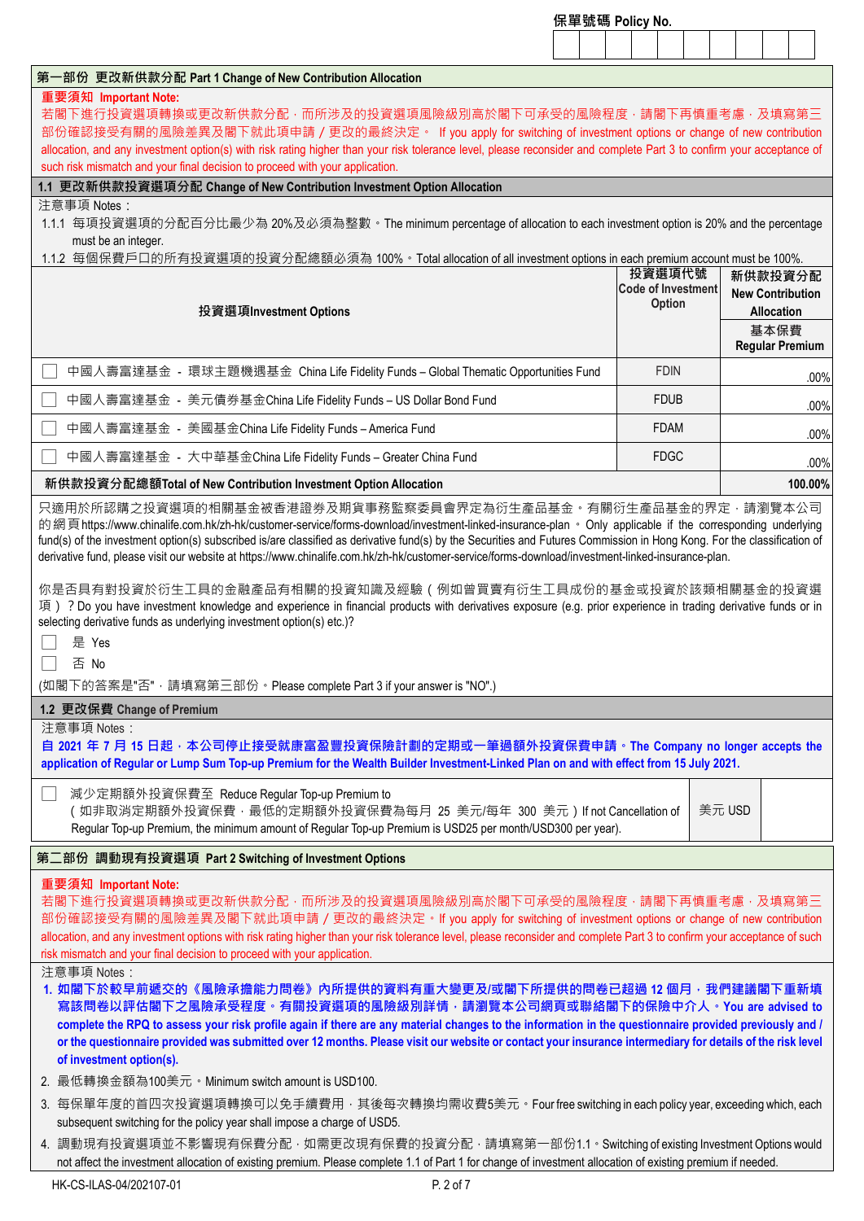保單號碼 Policy No.

## 第一部份 更改新供款分配 Part 1 Change of New Contribution Allocation

**重要須知 Important Note:**

若閣下進行投資選項轉換或更改新供款分配，而所涉及的投資選項風險級別高於閣下可承受的風險程度，請閣下再慎重考慮，及填寫第三部份確認接受有關的風險差異及閣下就此項申請 / 更改的最終決定。 If you apply for switching of investment options or change of new contribution allocation, and any investment option(s) with risk rating higher than your risk tolerance level, please reconsider and complete Part 3 to confirm your acceptance of such risk mismatch and your final decision to proceed with your application.

### 1.1 更改新供款投資選項分配 Change of New Contribution Investment Option Allocation

注意事項 Notes：

1.1.1 每項投資選項的分配百分比最少為 20%及必須為整數。The minimum percentage of allocation to each investment option is 20% and the percentage must be an integer.

1.1.2 每個保費戶口的所有投資選項的投資分配總額必須為 100%。Total allocation of all investment options in each premium account must be 100%.

| 投資選項Investment Options | 投資選項代號 Code of Investment Option | 新供款投資分配 New Contribution Allocation |
|---|---|---|
| | | 基本保費 Regular Premium |
| ☐ 中國人壽富達基金 - 環球主題機遇基金 China Life Fidelity Funds – Global Thematic Opportunities Fund | FDIN | .00% |
| ☐ 中國人壽富達基金 - 美元債券基金China Life Fidelity Funds – US Dollar Bond Fund | FDUB | .00% |
| ☐ 中國人壽富達基金 - 美國基金China Life Fidelity Funds – America Fund | FDAM | .00% |
| ☐ 中國人壽富達基金 - 大中華基金China Life Fidelity Funds – Greater China Fund | FDGC | .00% |
| **新供款投資分配總額Total of New Contribution Investment Option Allocation** | | **100.00%** |

只適用於所認購之投資選項的相關基金被香港證券及期貨事務監察委員會界定為衍生產品基金。有關衍生產品基金的界定，請瀏覽本公司的網頁https://www.chinalife.com.hk/zh-hk/customer-service/forms-download/investment-linked-insurance-plan。 Only applicable if the corresponding underlying fund(s) of the investment option(s) subscribed is/are classified as derivative fund(s) by the Securities and Futures Commission in Hong Kong. For the classification of derivative fund, please visit our website at https://www.chinalife.com.hk/zh-hk/customer-service/forms-download/investment-linked-insurance-plan.

你是否具有對投資於衍生工具的金融產品有相關的投資知識及經驗（例如曾買賣有衍生工具成份的基金或投資於該類相關基金的投資選項）？Do you have investment knowledge and experience in financial products with derivatives exposure (e.g. prior experience in trading derivative funds or in selecting derivative funds as underlying investment option(s) etc.)?

☐ 是 Yes

☐ 否 No

(如閣下的答案是"否"，請填寫第三部份。Please complete Part 3 if your answer is "NO".)

### 1.2 更改保費 Change of Premium

注意事項 Notes：

**自 2021 年 7 月 15 日起，本公司停止接受就康富盈豐投資保險計劃的定期或一筆過額外投資保費申請。The Company no longer accepts the application of Regular or Lump Sum Top-up Premium for the Wealth Builder Investment-Linked Plan on and with effect from 15 July 2021.**

| ☐ 減少定期額外投資保費至 Reduce Regular Top-up Premium to<br>（如非取消定期額外投資保費，最低的定期額外投資保費為每月 25 美元/每年 300 美元）If not Cancellation of Regular Top-up Premium, the minimum amount of Regular Top-up Premium is USD25 per month/USD300 per year). | 美元 USD | |
|---|---|---|

## 第二部份 調動現有投資選項 Part 2 Switching of Investment Options

**重要須知 Important Note:**

若閣下進行投資選項轉換或更改新供款分配，而所涉及的投資選項風險級別高於閣下可承受的風險程度，請閣下再慎重考慮，及填寫第三部份確認接受有關的風險差異及閣下就此項申請 / 更改的最終決定。If you apply for switching of investment options or change of new contribution allocation, and any investment options with risk rating higher than your risk tolerance level, please reconsider and complete Part 3 to confirm your acceptance of such risk mismatch and your final decision to proceed with your application.

注意事項 Notes：

1. **如閣下於較早前遞交的《風險承擔能力問卷》內所提供的資料有重大變更及/或閣下所提供的問卷已超過 12 個月，我們建議閣下重新填寫該問卷以評估閣下之風險承受程度。有關投資選項的風險級別詳情，請瀏覽本公司網頁或聯絡閣下的保險中介人。You are advised to complete the RPQ to assess your risk profile again if there are any material changes to the information in the questionnaire provided previously and / or the questionnaire provided was submitted over 12 months. Please visit our website or contact your insurance intermediary for details of the risk level of investment option(s).**
2. 最低轉換金額為100美元。Minimum switch amount is USD100.
3. 每保單年度的首四次投資選項轉換可以免手續費用，其後每次轉換均需收費5美元。Four free switching in each policy year, exceeding which, each subsequent switching for the policy year shall impose a charge of USD5.
4. 調動現有投資選項並不影響現有保費分配，如需更改現有保費的投資分配，請填寫第一部份1.1。Switching of existing Investment Options would not affect the investment allocation of existing premium. Please complete 1.1 of Part 1 for change of investment allocation of existing premium if needed.

HK-CS-ILAS-04/202107-01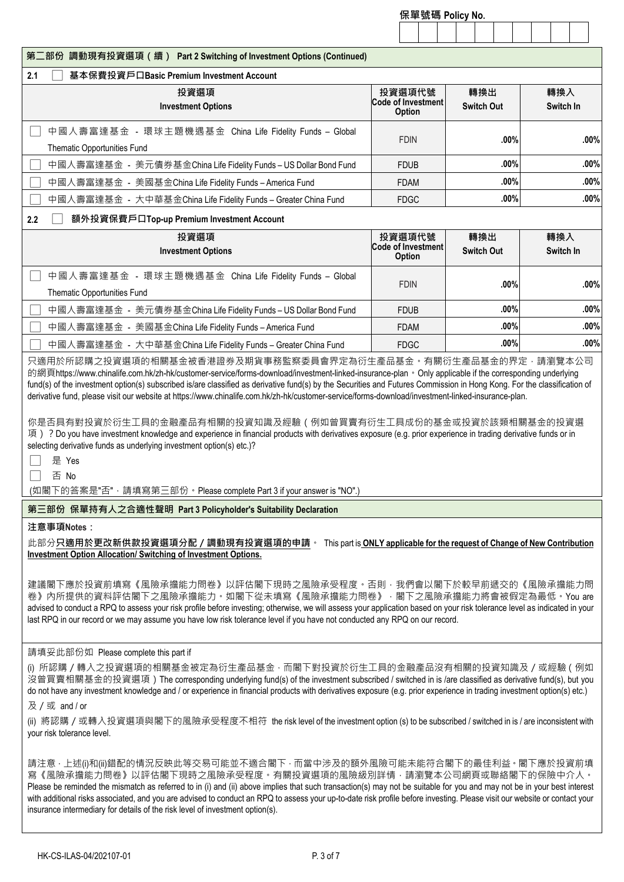保單號碼 Policy No.

## 第二部份 調動現有投資選項（續） Part 2 Switching of Investment Options (Continued)

### 2.1 ☐ 基本保費投資戶口Basic Premium Investment Account

| 投資選項 Investment Options | 投資選項代號 Code of Investment Option | 轉換出 Switch Out | 轉換入 Switch In |
|---|---|---|---|
| ☐ 中國人壽富達基金 - 環球主題機遇基金 China Life Fidelity Funds – Global Thematic Opportunities Fund | FDIN | .00% | .00% |
| ☐ 中國人壽富達基金 - 美元債券基金China Life Fidelity Funds – US Dollar Bond Fund | FDUB | .00% | .00% |
| ☐ 中國人壽富達基金 - 美國基金China Life Fidelity Funds – America Fund | FDAM | .00% | .00% |
| ☐ 中國人壽富達基金 - 大中華基金China Life Fidelity Funds – Greater China Fund | FDGC | .00% | .00% |

### 2.2 ☐ 額外投資保費戶口Top-up Premium Investment Account

| 投資選項 Investment Options | 投資選項代號 Code of Investment Option | 轉換出 Switch Out | 轉換入 Switch In |
|---|---|---|---|
| ☐ 中國人壽富達基金 - 環球主題機遇基金 China Life Fidelity Funds – Global Thematic Opportunities Fund | FDIN | .00% | .00% |
| ☐ 中國人壽富達基金 - 美元債券基金China Life Fidelity Funds – US Dollar Bond Fund | FDUB | .00% | .00% |
| ☐ 中國人壽富達基金 - 美國基金China Life Fidelity Funds – America Fund | FDAM | .00% | .00% |
| ☐ 中國人壽富達基金 - 大中華基金China Life Fidelity Funds – Greater China Fund | FDGC | .00% | .00% |

只適用於所認購之投資選項的相關基金被香港證券及期貨事務監察委員會界定為衍生產品基金。有關衍生產品基金的界定，請瀏覽本公司的網頁https://www.chinalife.com.hk/zh-hk/customer-service/forms-download/investment-linked-insurance-plan。Only applicable if the corresponding underlying fund(s) of the investment option(s) subscribed is/are classified as derivative fund(s) by the Securities and Futures Commission in Hong Kong. For the classification of derivative fund, please visit our website at https://www.chinalife.com.hk/zh-hk/customer-service/forms-download/investment-linked-insurance-plan.

你是否具有投資於衍生工具的金融產品有相關的投資知識及經驗（例如曾買賣有衍生工具成份的基金或投資於該類相關基金的投資選項）？Do you have investment knowledge and experience in financial products with derivatives exposure (e.g. prior experience in trading derivative funds or in selecting derivative funds as underlying investment option(s) etc.)?

☐ 是 Yes

☐ 否 No

(如閣下的答案是"否"，請填寫第三部份。Please complete Part 3 if your answer is "NO".)

## 第三部份 保單持有人之合適性聲明 Part 3 Policyholder's Suitability Declaration

**注意事項Notes：**

此部分**只適用於更改新供款投資選項分配／調動現有投資選項的申請**。 This part is **ONLY applicable for the request of Change of New Contribution Investment Option Allocation/ Switching of Investment Options.**

建議閣下應於投資前填寫《風險承擔能力問卷》以評估閣下現時之風險承受程度。否則，我們會以閣下於較早前遞交的《風險承擔能力問卷》內所提供的資料評估閣下之風險承擔能力。如閣下從未填寫《風險承擔能力問卷》，閣下之風險承擔能力將會被假定為最低。You are advised to conduct a RPQ to assess your risk profile before investing; otherwise, we will assess your application based on your risk tolerance level as indicated in your last RPQ in our record or we may assume you have low risk tolerance level if you have not conducted any RPQ on our record.

請填妥此部份如 Please complete this part if

(i) 所認購／轉入之投資選項的相關基金被定為衍生產品基金，而閣下對投資於衍生工具的金融產品沒有相關的投資知識及／或經驗（例如沒曾買賣相關基金的投資選項）The corresponding underlying fund(s) of the investment subscribed / switched in is /are classified as derivative fund(s), but you do not have any investment knowledge and / or experience in financial products with derivatives exposure (e.g. prior experience in trading investment option(s) etc.)

及／或 and / or

(ii) 將認購／或轉入投資選項與閣下的風險承受程度不相符 the risk level of the investment option (s) to be subscribed / switched in is / are inconsistent with your risk tolerance level.

請注意，上述(i)和(ii)錯配的情況反映此等交易可能並不適合閣下，而當中涉及的額外風險可能未能符合閣下的最佳利益。閣下應於投資前填寫《風險承擔能力問卷》以評估閣下現時之風險承受程度。有關投資選項的風險級別詳情，請瀏覽本公司網頁或聯絡閣下的保險中介人。Please be reminded the mismatch as referred to in (i) and (ii) above implies that such transaction(s) may not be suitable for you and may not be in your best interest with additional risks associated, and you are advised to conduct an RPQ to assess your up-to-date risk profile before investing. Please visit our website or contact your insurance intermediary for details of the risk level of investment option(s).

HK-CS-ILAS-04/202107-01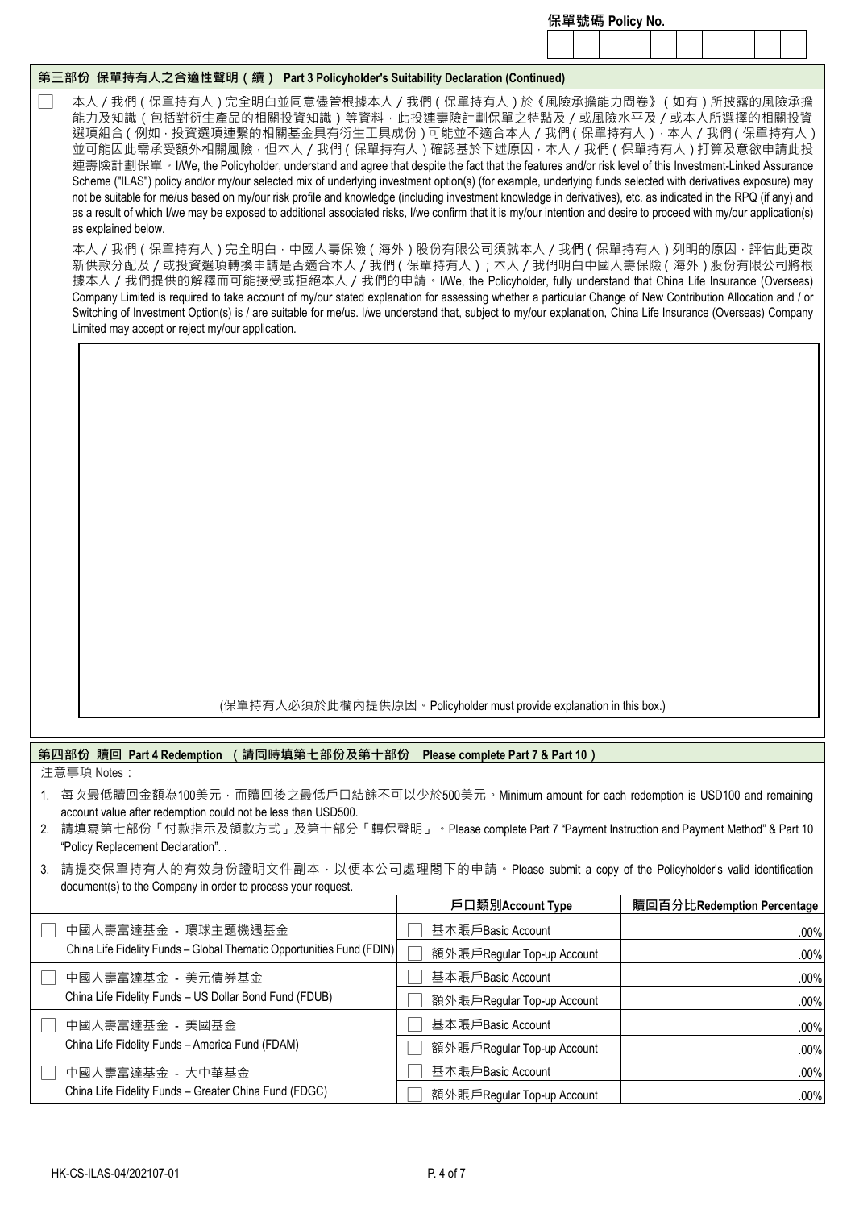保單號碼 Policy No.

## 第三部份 保單持有人之合適性聲明（續） Part 3 Policyholder's Suitability Declaration (Continued)

☐ 本人／我們（保單持有人）完全明白並同意儘管根據本人／我們（保單持有人）於《風險承擔能力問卷》（如有）所披露的風險承擔能力及知識（包括對衍生產品的相關投資知識）等資料，此投連壽險計劃保單之特點及／或風險水平及／或本人所選擇的相關投資選項組合（例如，投資選項連繫的相關基金具有衍生工具成份）可能並不適合本人／我們（保單持有人），本人／我們（保單持有人）並可能因此需承受額外相關風險，但本人／我們（保單持有人）確認基於下述原因，本人／我們（保單持有人）打算及意欲申請此投連壽險計劃保單。I/We, the Policyholder, understand and agree that despite the fact that the features and/or risk level of this Investment-Linked Assurance Scheme ("ILAS") policy and/or my/our selected mix of underlying investment option(s) (for example, underlying funds selected with derivatives exposure) may not be suitable for me/us based on my/our risk profile and knowledge (including investment knowledge in derivatives), etc. as indicated in the RPQ (if any) and as a result of which I/we may be exposed to additional associated risks, I/we confirm that it is my/our intention and desire to proceed with my/our application(s) as explained below.

本人／我們（保單持有人）完全明白，中國人壽保險（海外）股份有限公司須就本人／我們（保單持有人）列明的原因，評估此更改新供款分配及／或投資選項轉換申請是否適合本人／我們（保單持有人）；本人／我們明白中國人壽保險（海外）股份有限公司將根據本人／我們提供的解釋而可能接受或拒絕本人／我們的申請。I/We, the Policyholder, fully understand that China Life Insurance (Overseas) Company Limited is required to take account of my/our stated explanation for assessing whether a particular Change of New Contribution Allocation and / or Switching of Investment Option(s) is / are suitable for me/us. I/we understand that, subject to my/our explanation, China Life Insurance (Overseas) Company Limited may accept or reject my/our application.

(保單持有人必須於此欄內提供原因。Policyholder must provide explanation in this box.)

## 第四部份 贖回 Part 4 Redemption （請同時填第七部份及第十部份 Please complete Part 7 & Part 10）

注意事項 Notes：

1. 每次最低贖回金額為100美元，而贖回後之最低戶口結餘不可以少於500美元。Minimum amount for each redemption is USD100 and remaining account value after redemption could not be less than USD500.
2. 請填寫第七部份「付款指示及領款方式」及第十部分「轉保聲明」。Please complete Part 7 "Payment Instruction and Payment Method" & Part 10 "Policy Replacement Declaration". .
3. 請提交保單持有人的有效身份證明文件副本，以便本公司處理閣下的申請。Please submit a copy of the Policyholder's valid identification document(s) to the Company in order to process your request.

| | 戶口類別Account Type | 贖回百分比Redemption Percentage |
|---|---|---|
| ☐ 中國人壽富達基金 - 環球主題機遇基金 China Life Fidelity Funds – Global Thematic Opportunities Fund (FDIN) | ☐ 基本賬戶Basic Account | .00% |
| | ☐ 額外賬戶Regular Top-up Account | .00% |
| ☐ 中國人壽富達基金 - 美元債券基金 China Life Fidelity Funds – US Dollar Bond Fund (FDUB) | ☐ 基本賬戶Basic Account | .00% |
| | ☐ 額外賬戶Regular Top-up Account | .00% |
| ☐ 中國人壽富達基金 - 美國基金 China Life Fidelity Funds – America Fund (FDAM) | ☐ 基本賬戶Basic Account | .00% |
| | ☐ 額外賬戶Regular Top-up Account | .00% |
| ☐ 中國人壽富達基金 - 大中華基金 China Life Fidelity Funds – Greater China Fund (FDGC) | ☐ 基本賬戶Basic Account | .00% |
| | ☐ 額外賬戶Regular Top-up Account | .00% |

HK-CS-ILAS-04/202107-01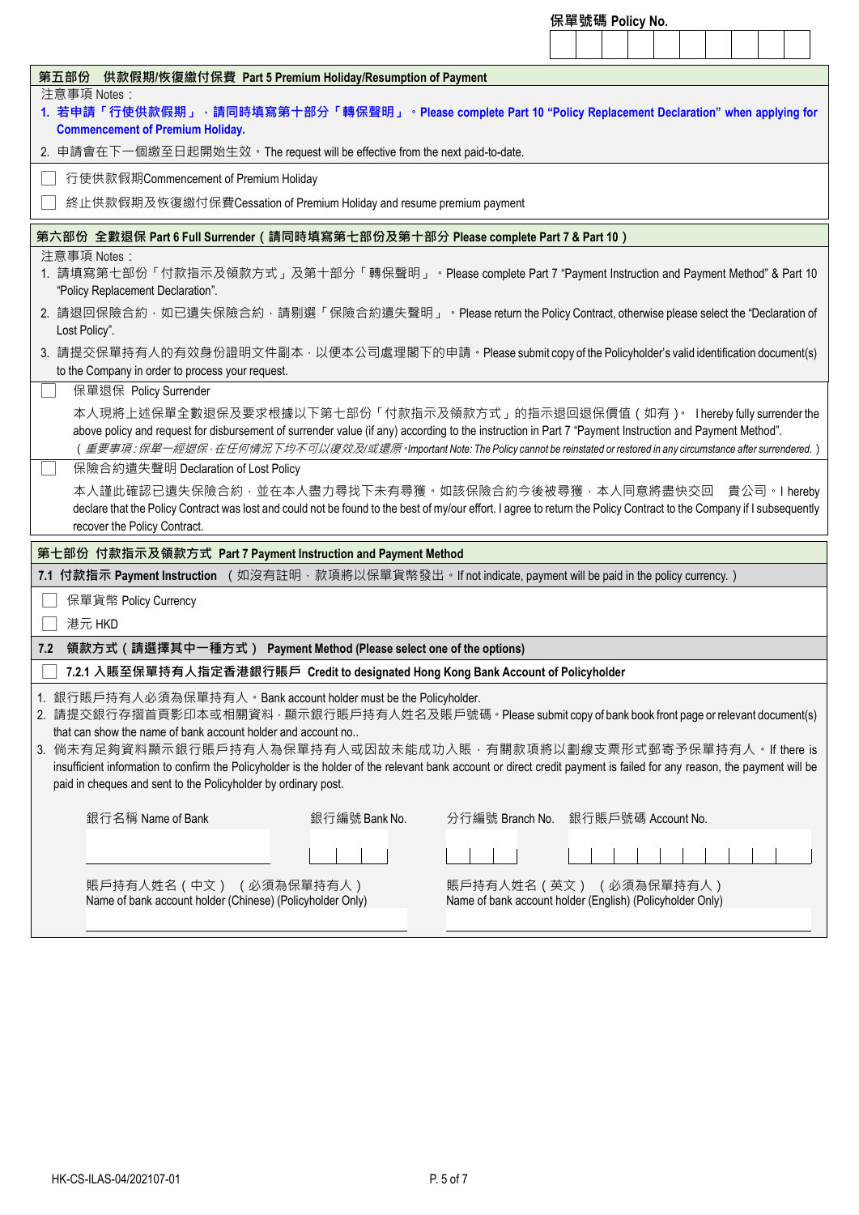保單號碼 Policy No.

## 第五部份　供款假期/恢復繳付保費　Part 5 Premium Holiday/Resumption of Payment

注意事項 Notes：

1. **若申請「行使供款假期」，請同時填寫第十部分「轉保聲明」。Please complete Part 10 "Policy Replacement Declaration" when applying for Commencement of Premium Holiday.**
2. 申請會在下一個繳至日起開始生效。The request will be effective from the next paid-to-date.

☐ 行使供款假期Commencement of Premium Holiday

☐ 終止供款假期及恢復繳付保費Cessation of Premium Holiday and resume premium payment

## 第六部份　全數退保 Part 6 Full Surrender（請同時填寫第七部份及第十部分 Please complete Part 7 & Part 10）

注意事項 Notes：

1. 請填寫第七部份「付款指示及領款方式」及第十部分「轉保聲明」。Please complete Part 7 "Payment Instruction and Payment Method" & Part 10 "Policy Replacement Declaration".
2. 請退回保險合約，如已遺失保險合約，請剔選「保險合約遺失聲明」。Please return the Policy Contract, otherwise please select the "Declaration of Lost Policy".
3. 請提交保單持有人的有效身份證明文件副本，以便本公司處理閣下的申請。Please submit copy of the Policyholder's valid identification document(s) to the Company in order to process your request.

☐ 保單退保 Policy Surrender

本人現將上述保單全數退保及要求根據以下第七部份「付款指示及領款方式」的指示退回退保價值（如有）。 I hereby fully surrender the above policy and request for disbursement of surrender value (if any) according to the instruction in Part 7 "Payment Instruction and Payment Method".
（*重要事項：保單一經退保，在任何情況下均不可以復效及/或還原。Important Note: The Policy cannot be reinstated or restored in any circumstance after surrendered.*）

☐ 保險合約遺失聲明 Declaration of Lost Policy

本人謹此確認已遺失保險合約，並在本人盡力尋找下未有尋獲。如該保險合約今後被尋獲，本人同意將盡快交回　貴公司。I hereby declare that the Policy Contract was lost and could not be found to the best of my/our effort. I agree to return the Policy Contract to the Company if I subsequently recover the Policy Contract.

## 第七部份　付款指示及領款方式　Part 7 Payment Instruction and Payment Method

### 7.1 付款指示 Payment Instruction （如沒有註明，款項將以保單貨幣發出。If not indicate, payment will be paid in the policy currency.）

☐ 保單貨幣 Policy Currency

☐ 港元 HKD

### 7.2 領款方式（請選擇其中一種方式） Payment Method (Please select one of the options)

☐ **7.2.1 入賬至保單持有人指定香港銀行賬戶　Credit to designated Hong Kong Bank Account of Policyholder**

1. 銀行賬戶持有人必須為保單持有人。Bank account holder must be the Policyholder.
2. 請提交銀行存摺首頁影印本或相關資料，顯示銀行賬戶持有人姓名及賬戶號碼。Please submit copy of bank book front page or relevant document(s) that can show the name of bank account holder and account no..
3. 倘未有足夠資料顯示銀行賬戶持有人為保單持有人或因故未能成功入賬，有關款項將以劃線支票形式郵寄予保單持有人。If there is insufficient information to confirm the Policyholder is the holder of the relevant bank account or direct credit payment is failed for any reason, the payment will be paid in cheques and sent to the Policyholder by ordinary post.

| 銀行名稱 Name of Bank | 銀行編號 Bank No. | 分行編號 Branch No. | 銀行賬戶號碼 Account No. |
|---|---|---|---|
| | | | |

| 賬戶持有人姓名（中文）（必須為保單持有人）Name of bank account holder (Chinese) (Policyholder Only) | 賬戶持有人姓名（英文）（必須為保單持有人）Name of bank account holder (English) (Policyholder Only) |
|---|---|
| | |

HK-CS-ILAS-04/202107-01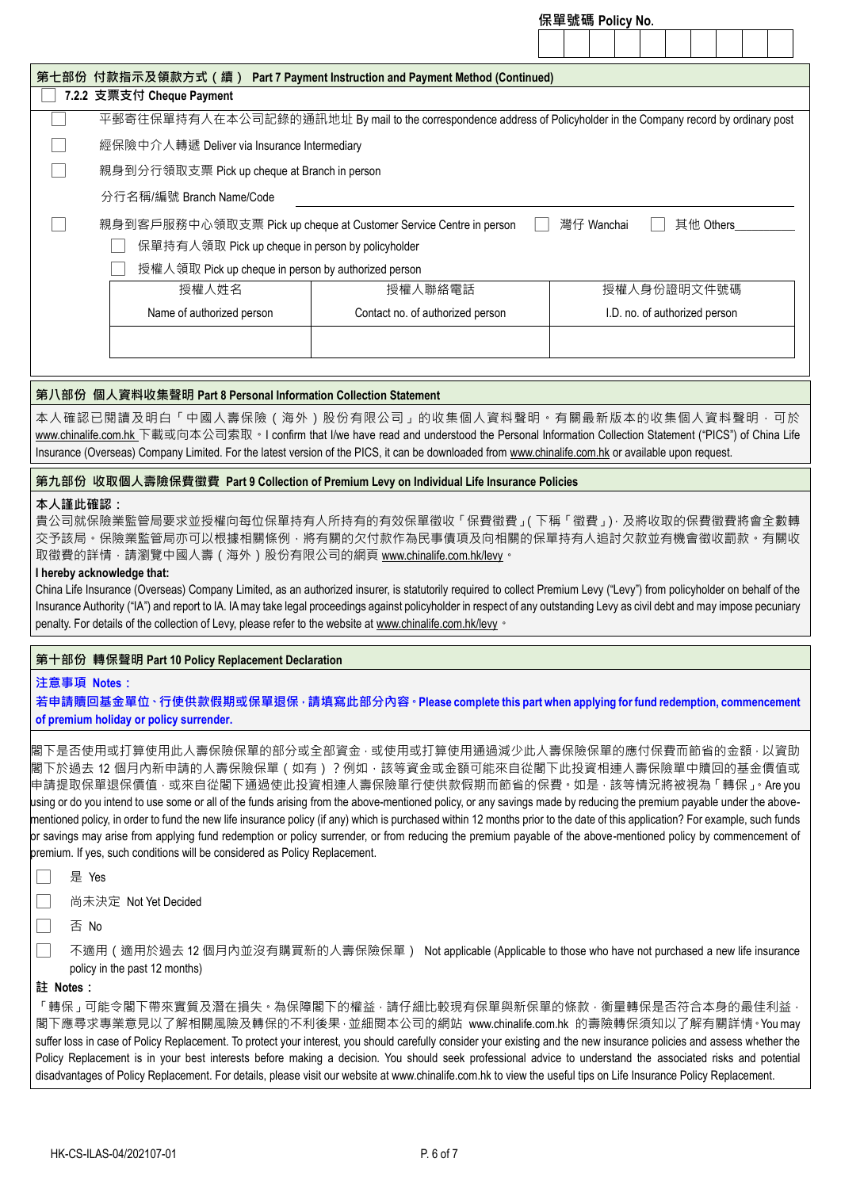保單號碼 Policy No.

## 第七部份 付款指示及領款方式（續） Part 7 Payment Instruction and Payment Method (Continued)

☐ **7.2.2 支票支付 Cheque Payment**

☐ 平郵寄往保單持有人在本公司記錄的通訊地址 By mail to the correspondence address of Policyholder in the Company record by ordinary post

☐ 經保險中介人轉遞 Deliver via Insurance Intermediary

☐ 親身到分行領取支票 Pick up cheque at Branch in person

分行名稱/編號 Branch Name/Code ____________________

☐ 親身到客戶服務中心領取支票 Pick up cheque at Customer Service Centre in person ☐ 灣仔 Wanchai ☐ 其他 Others__________

☐ 保單持有人領取 Pick up cheque in person by policyholder

☐ 授權人領取 Pick up cheque in person by authorized person

| 授權人姓名 Name of authorized person | 授權人聯絡電話 Contact no. of authorized person | 授權人身份證明文件號碼 I.D. no. of authorized person |
|---|---|---|
| | | |

## 第八部份 個人資料收集聲明 Part 8 Personal Information Collection Statement

本人確認已閱讀及明白「中國人壽保險（海外）股份有限公司」的收集個人資料聲明。有關最新版本的收集個人資料聲明，可於 www.chinalife.com.hk 下載或向本公司索取。I confirm that I/we have read and understood the Personal Information Collection Statement ("PICS") of China Life Insurance (Overseas) Company Limited. For the latest version of the PICS, it can be downloaded from www.chinalife.com.hk or available upon request.

## 第九部份 收取個人壽險保費徵費 Part 9 Collection of Premium Levy on Individual Life Insurance Policies

**本人謹此確認：**

貴公司就保險業監管局要求並授權向每位保單持有人所持有的有效保單徵收「保費徵費」(下稱「徵費」)，及將收取的保費徵費將會全數轉交予該局。保險業監管局亦可以根據相關條例，將有關的欠付款作為民事債項及向相關的保單持有人追討欠款並有機會徵收罰款。有關收取徵費的詳情，請瀏覽中國人壽（海外）股份有限公司的網頁 www.chinalife.com.hk/levy。

**I hereby acknowledge that:**

China Life Insurance (Overseas) Company Limited, as an authorized insurer, is statutorily required to collect Premium Levy ("Levy") from policyholder on behalf of the Insurance Authority ("IA") and report to IA. IA may take legal proceedings against policyholder in respect of any outstanding Levy as civil debt and may impose pecuniary penalty. For details of the collection of Levy, please refer to the website at www.chinalife.com.hk/levy。

## 第十部份 轉保聲明 Part 10 Policy Replacement Declaration

**注意事項 Notes：**

**若申請贖回基金單位、行使供款假期或保單退保，請填寫此部分內容。Please complete this part when applying for fund redemption, commencement of premium holiday or policy surrender.**

閣下是否使用或打算使用此人壽保險保單的部分或全部資金，或使用或打算使用通過減少此人壽保險保單的應付保費而節省的金額，以資助閣下於過去 12 個月內新申請的人壽保險保單（如有）？例如，該等資金或金額可能來自從閣下此投資相連人壽保險保單中贖回的基金價值或申請提取保單退保價值，或來自從閣下通過使此投資相連人壽保險單行使供款假期而節省的保費。如是，該等情況將被視為「轉保」。Are you using or do you intend to use some or all of the funds arising from the above-mentioned policy, or any savings made by reducing the premium payable under the above-mentioned policy, in order to fund the new life insurance policy (if any) which is purchased within 12 months prior to the date of this application? For example, such funds or savings may arise from applying fund redemption or policy surrender, or from reducing the premium payable of the above-mentioned policy by commencement of premium. If yes, such conditions will be considered as Policy Replacement.

☐ 是 Yes

☐ 尚未決定 Not Yet Decided

☐ 否 No

☐ 不適用（適用於過去 12 個月內並沒有購買新的人壽保險保單） Not applicable (Applicable to those who have not purchased a new life insurance policy in the past 12 months)

**註 Notes：**

「轉保」可能令閣下帶來實質及潛在損失。為保障閣下的權益，請仔細比較現有保單與新保單的條款，衡量轉保是否符合本身的最佳利益，閣下應尋求專業意見以了解相關風險及轉保的不利後果，並細閱本公司的網站 www.chinalife.com.hk 的壽險轉保須知以了解有關詳情。You may suffer loss in case of Policy Replacement. To protect your interest, you should carefully consider your existing and the new insurance policies and assess whether the Policy Replacement is in your best interests before making a decision. You should seek professional advice to understand the associated risks and potential disadvantages of Policy Replacement. For details, please visit our website at www.chinalife.com.hk to view the useful tips on Life Insurance Policy Replacement.

HK-CS-ILAS-04/202107-01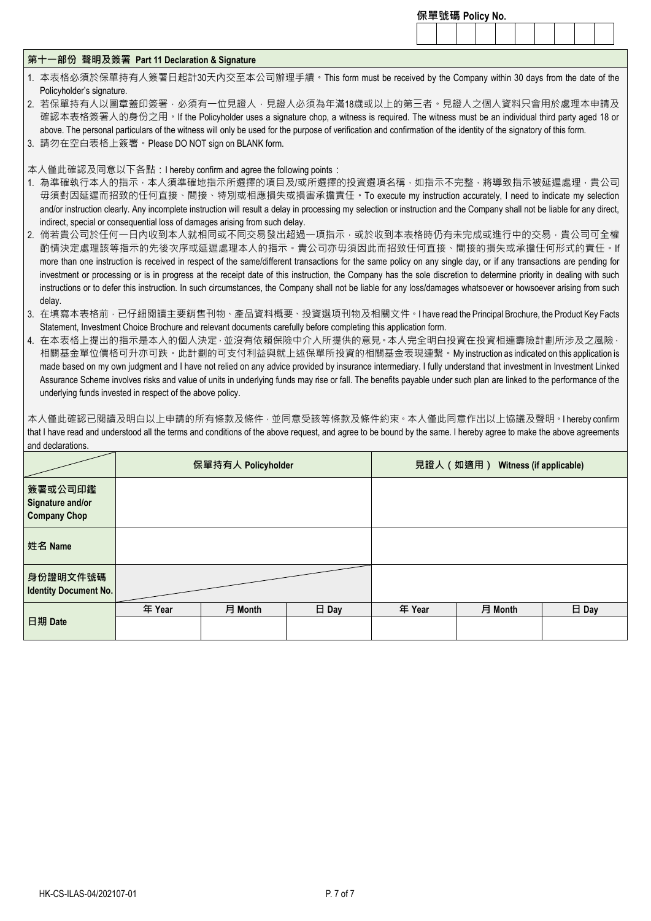保單號碼 Policy No.

| | | | | | | | | | |
|---|---|---|---|---|---|---|---|---|---|
| | | | | | | | | | |

## 第十一部份 聲明及簽署 Part 11 Declaration & Signature

1. 本表格必須於保單持有人簽署日起計30天內交至本公司辦理手續。This form must be received by the Company within 30 days from the date of the Policyholder's signature.
2. 若保單持有人以圖章蓋印簽署，必須有一位見證人，見證人必須為年滿18歲或以上的第三者。見證人之個人資料只會用於處理本申請及確認本表格簽署人的身份之用。If the Policyholder uses a signature chop, a witness is required. The witness must be an individual third party aged 18 or above. The personal particulars of the witness will only be used for the purpose of verification and confirmation of the identity of the signatory of this form.
3. 請勿在空白表格上簽署。Please DO NOT sign on BLANK form.

本人僅此確認及同意以下各點：I hereby confirm and agree the following points：

1. 為準確執行本人的指示，本人須準確地指示所選擇的項目及/或所選擇的投資選項名稱，如指示不完整，將導致指示被延遲處理，貴公司毋須對因延遲而招致的任何直接、間接、特別或相應損失或損害承擔責任。To execute my instruction accurately, I need to indicate my selection and/or instruction clearly. Any incomplete instruction will result a delay in processing my selection or instruction and the Company shall not be liable for any direct, indirect, special or consequential loss of damages arising from such delay.
2. 倘若貴公司於任何一日內收到本人就相同或不同交易發出超過一項指示，或於收到本表格時仍有未完成或進行中的交易，貴公司可全權酌情決定處理該等指示的先後次序或延遲處理本人的指示。貴公司亦毋須因此而招致任何直接、間接的損失或承擔任何形式的責任。If more than one instruction is received in respect of the same/different transactions for the same policy on any single day, or if any transactions are pending for investment or processing or is in progress at the receipt date of this instruction, the Company has the sole discretion to determine priority in dealing with such instructions or to defer this instruction. In such circumstances, the Company shall not be liable for any loss/damages whatsoever or howsoever arising from such delay.
3. 在填寫本表格前，已仔細閱讀主要銷售刊物、產品資料概要、投資選項刊物及相關文件。I have read the Principal Brochure, the Product Key Facts Statement, Investment Choice Brochure and relevant documents carefully before completing this application form.
4. 在本表格上提出的指示是本人的個人決定，並沒有依賴保險中介人所提供的意見。本人完全明白投資在投資相連壽險計劃所涉及之風險，相關基金單位價格可升亦可跌。此計劃的可支付利益與就上述保單所投資的相關基金表現連繫。My instruction as indicated on this application is made based on my own judgment and I have not relied on any advice provided by insurance intermediary. I fully understand that investment in Investment Linked Assurance Scheme involves risks and value of units in underlying funds may rise or fall. The benefits payable under such plan are linked to the performance of the underlying funds invested in respect of the above policy.

本人僅此確認已閱讀及明白以上申請的所有條款及條件，並同意受該等條款及條件約束。本人僅此同意作出以上協議及聲明。I hereby confirm that I have read and understood all the terms and conditions of the above request, and agree to be bound by the same. I hereby agree to make the above agreements and declarations.

| | 保單持有人 Policyholder | | | 見證人（如適用） Witness (if applicable) | | |
|---|---|---|---|---|---|---|
| 簽署或公司印鑑 Signature and/or Company Chop | | | | | | |
| 姓名 Name | | | | | | |
| 身份證明文件號碼 Identity Document No. | | | | | | |
| 日期 Date | 年 Year | 月 Month | 日 Day | 年 Year | 月 Month | 日 Day |
| | | | | | | |

HK-CS-ILAS-04/202107-01